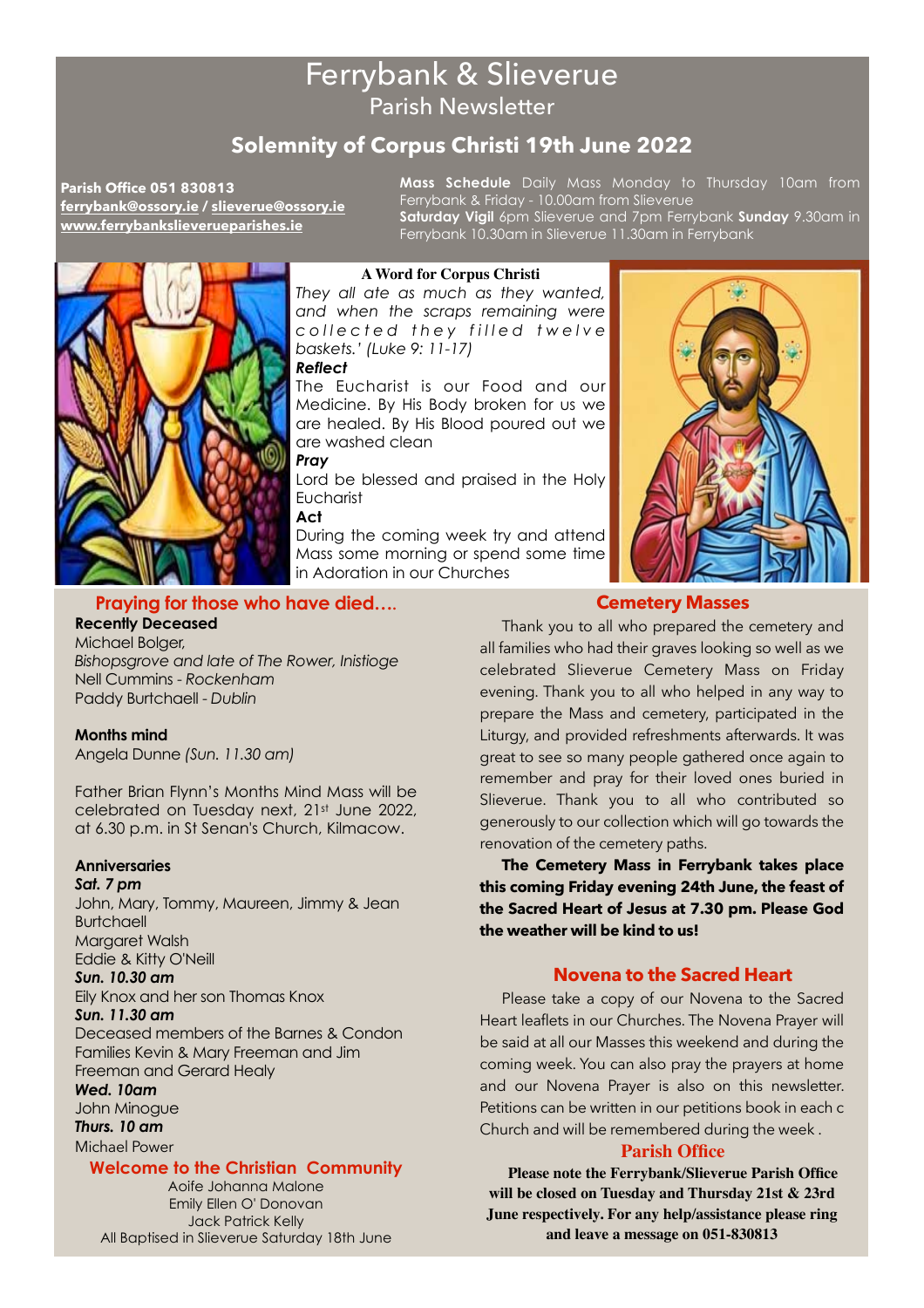# Ferrybank & Slieverue

Parish Newsletter

## Solemnity of Corpus Christi 19th June 2022

**Parish Office 051 830813**
**ferrybank@ossory.ie / slieverue@ossory.ie**
**www.ferrybankslieverueparishes.ie**

**Mass Schedule** Daily Mass Monday to Thursday 10am from Ferrybank & Friday - 10.00am from Slieverue
**Saturday Vigil** 6pm Slieverue and 7pm Ferrybank **Sunday** 9.30am in Ferrybank 10.30am in Slieverue 11.30am in Ferrybank

### A Word for Corpus Christi

*They all ate as much as they wanted, and when the scraps remaining were collected they filled twelve baskets.' (Luke 9: 11-17)*

***Reflect***

The Eucharist is our Food and our Medicine. By His Body broken for us we are healed. By His Blood poured out we are washed clean

***Pray***

Lord be blessed and praised in the Holy Eucharist

**Act**

During the coming week try and attend Mass some morning or spend some time in Adoration in our Churches

## Praying for those who have died….

**Recently Deceased**

Michael Bolger,
*Bishopsgrove and late of The Rower, Inistioge*
Nell Cummins - *Rockenham*
Paddy Burtchaell - *Dublin*

**Months mind**

Angela Dunne *(Sun. 11.30 am)*

Father Brian Flynn's Months Mind Mass will be celebrated on Tuesday next, 21st June 2022, at 6.30 p.m. in St Senan's Church, Kilmacow.

**Anniversaries**

***Sat. 7 pm***
John, Mary, Tommy, Maureen, Jimmy & Jean Burtchaell
Margaret Walsh
Eddie & Kitty O'Neill

***Sun. 10.30 am***
Eily Knox and her son Thomas Knox

***Sun. 11.30 am***
Deceased members of the Barnes & Condon Families Kevin & Mary Freeman and Jim Freeman and Gerard Healy

***Wed. 10am***
John Minogue

***Thurs. 10 am***
Michael Power

## Welcome to the Christian Community

Aoife Johanna Malone
Emily Ellen O' Donovan
Jack Patrick Kelly
All Baptised in Slieverue Saturday 18th June

## Cemetery Masses

Thank you to all who prepared the cemetery and all families who had their graves looking so well as we celebrated Slieverue Cemetery Mass on Friday evening. Thank you to all who helped in any way to prepare the Mass and cemetery, participated in the Liturgy, and provided refreshments afterwards. It was great to see so many people gathered once again to remember and pray for their loved ones buried in Slieverue. Thank you to all who contributed so generously to our collection which will go towards the renovation of the cemetery paths.

**The Cemetery Mass in Ferrybank takes place this coming Friday evening 24th June, the feast of the Sacred Heart of Jesus at 7.30 pm. Please God the weather will be kind to us!**

## Novena to the Sacred Heart

Please take a copy of our Novena to the Sacred Heart leaflets in our Churches. The Novena Prayer will be said at all our Masses this weekend and during the coming week. You can also pray the prayers at home and our Novena Prayer is also on this newsletter. Petitions can be written in our petitions book in each c Church and will be remembered during the week .

## Parish Office

**Please note the Ferrybank/Slieverue Parish Office will be closed on Tuesday and Thursday 21st & 23rd June respectively. For any help/assistance please ring and leave a message on 051-830813**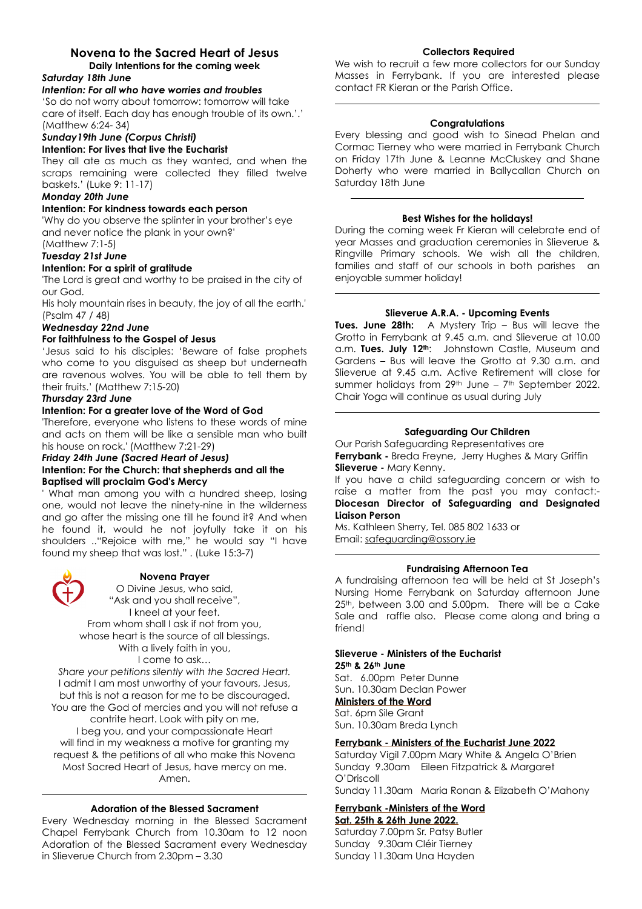## Novena to the Sacred Heart of Jesus

**Daily Intentions for the coming week**

***Saturday 18th June***

***Intention: For all who have worries and troubles***

'So do not worry about tomorrow: tomorrow will take care of itself. Each day has enough trouble of its own.'.' (Matthew 6:24- 34)

***Sunday19th June (Corpus Christi)***

**Intention: For lives that live the Eucharist**

They all ate as much as they wanted, and when the scraps remaining were collected they filled twelve baskets.' (Luke 9: 11-17)

***Monday 20th June***

**Intention: For kindness towards each person**

'Why do you observe the splinter in your brother's eye and never notice the plank in your own?' (Matthew 7:1-5)

***Tuesday 21st June***

**Intention: For a spirit of gratitude**

'The Lord is great and worthy to be praised in the city of our God.

His holy mountain rises in beauty, the joy of all the earth.' (Psalm 47 / 48)

***Wednesday 22nd June***

**For faithfulness to the Gospel of Jesus**

'Jesus said to his disciples: 'Beware of false prophets who come to you disguised as sheep but underneath are ravenous wolves. You will be able to tell them by their fruits.' (Matthew 7:15-20)

***Thursday 23rd June***

**Intention: For a greater love of the Word of God**

'Therefore, everyone who listens to these words of mine and acts on them will be like a sensible man who built his house on rock.' (Matthew 7:21-29)

***Friday 24th June (Sacred Heart of Jesus)***

**Intention: For the Church: that shepherds and all the Baptised will proclaim God's Mercy**

' What man among you with a hundred sheep, losing one, would not leave the ninety-nine in the wilderness and go after the missing one till he found it? And when he found it, would he not joyfully take it on his shoulders .."Rejoice with me," he would say "I have found my sheep that was lost." . (Luke 15:3-7)

**Novena Prayer**

O Divine Jesus, who said,
"Ask and you shall receive",
I kneel at your feet.
From whom shall I ask if not from you,
whose heart is the source of all blessings.
With a lively faith in you,
I come to ask…

*Share your petitions silently with the Sacred Heart.*

I admit I am most unworthy of your favours, Jesus,
but this is not a reason for me to be discouraged.
You are the God of mercies and you will not refuse a contrite heart. Look with pity on me,
I beg you, and your compassionate Heart
will find in my weakness a motive for granting my request & the petitions of all who make this Novena
Most Sacred Heart of Jesus, have mercy on me.
Amen.

---

**Adoration of the Blessed Sacrament**

Every Wednesday morning in the Blessed Sacrament Chapel Ferrybank Church from 10.30am to 12 noon Adoration of the Blessed Sacrament every Wednesday in Slieverue Church from 2.30pm – 3.30

**Collectors Required**

We wish to recruit a few more collectors for our Sunday Masses in Ferrybank. If you are interested please contact FR Kieran or the Parish Office.

---

**Congratulations**

Every blessing and good wish to Sinead Phelan and Cormac Tierney who were married in Ferrybank Church on Friday 17th June & Leanne McCluskey and Shane Doherty who were married in Ballycallan Church on Saturday 18th June

---

**Best Wishes for the holidays!**

During the coming week Fr Kieran will celebrate end of year Masses and graduation ceremonies in Slieverue & Ringville Primary schools. We wish all the children, families and staff of our schools in both parishes an enjoyable summer holiday!

---

**Slieverue A.R.A. - Upcoming Events**

**Tues. June 28th:** A Mystery Trip – Bus will leave the Grotto in Ferrybank at 9.45 a.m. and Slieverue at 10.00 a.m. **Tues. July 12th**: Johnstown Castle, Museum and Gardens – Bus will leave the Grotto at 9.30 a.m. and Slieverue at 9.45 a.m. Active Retirement will close for summer holidays from 29th June – 7th September 2022. Chair Yoga will continue as usual during July

---

**Safeguarding Our Children**

Our Parish Safeguarding Representatives are
**Ferrybank -** Breda Freyne, Jerry Hughes & Mary Griffin
**Slieverue -** Mary Kenny.

If you have a child safeguarding concern or wish to raise a matter from the past you may contact:- **Diocesan Director of Safeguarding and Designated Liaison Person**

Ms. Kathleen Sherry, Tel. 085 802 1633 or
Email: safeguarding@ossory.ie

---

**Fundraising Afternoon Tea**

A fundraising afternoon tea will be held at St Joseph's Nursing Home Ferrybank on Saturday afternoon June 25th, between 3.00 and 5.00pm. There will be a Cake Sale and raffle also. Please come along and bring a friend!

**Slieverue - Ministers of the Eucharist**
**25th & 26th June**
Sat. 6.00pm Peter Dunne
Sun. 10.30am Declan Power

**Ministers of the Word**
Sat. 6pm Sile Grant
Sun. 10.30am Breda Lynch

**Ferrybank - Ministers of the Eucharist June 2022**
Saturday Vigil 7.00pm Mary White & Angela O'Brien
Sunday 9.30am Eileen Fitzpatrick & Margaret O'Driscoll
Sunday 11.30am Maria Ronan & Elizabeth O'Mahony

**Ferrybank -Ministers of the Word**
**Sat. 25th & 26th June 2022.**
Saturday 7.00pm Sr. Patsy Butler
Sunday 9.30am Cléir Tierney
Sunday 11.30am Una Hayden